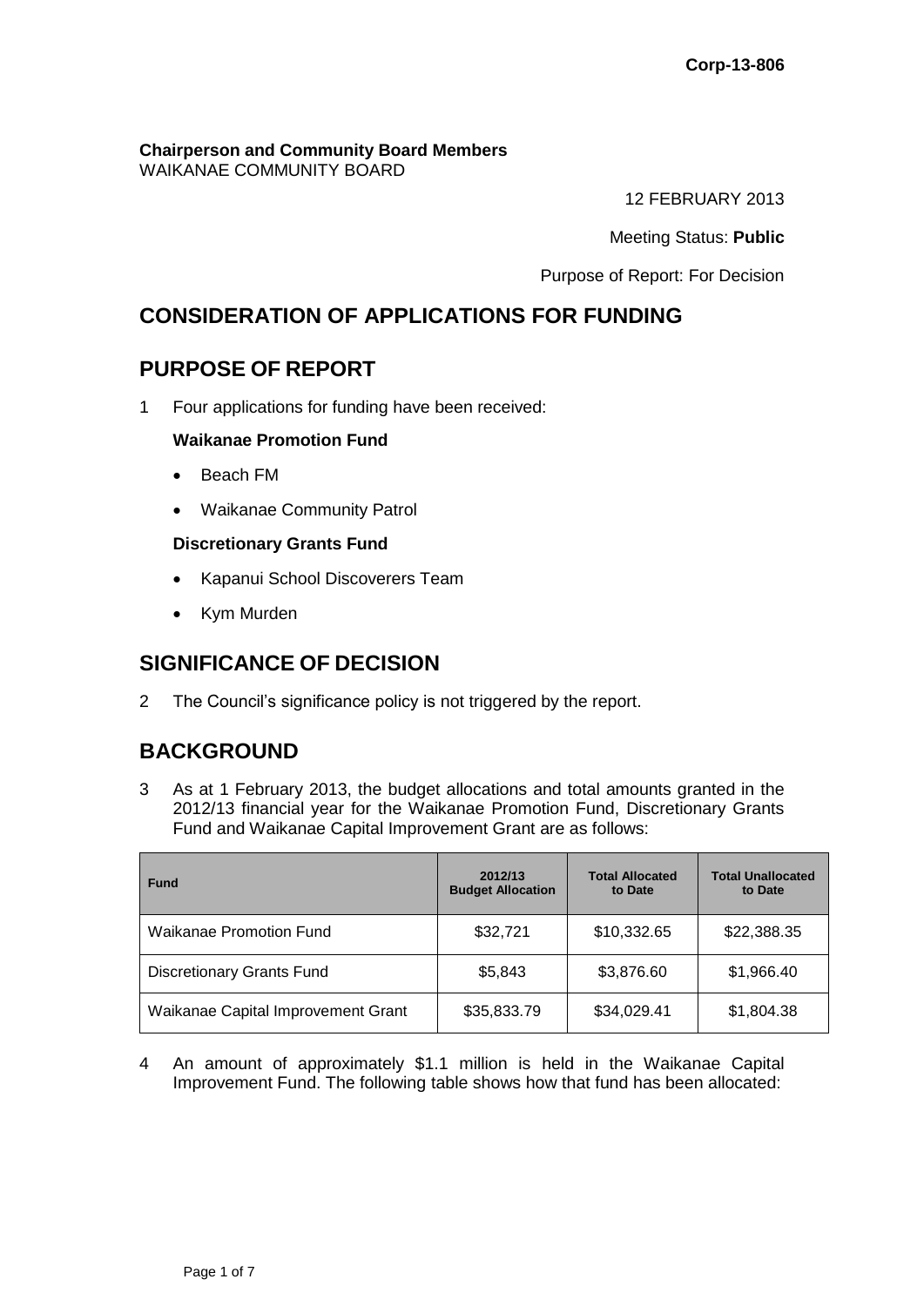Corp-13-806

**Chairperson and Community Board Members**
WAIKANAE COMMUNITY BOARD

12 FEBRUARY 2013

Meeting Status: **Public**

Purpose of Report: For Decision

## CONSIDERATION OF APPLICATIONS FOR FUNDING

## PURPOSE OF REPORT

1 Four applications for funding have been received:

**Waikanae Promotion Fund**

- Beach FM
- Waikanae Community Patrol

**Discretionary Grants Fund**

- Kapanui School Discoverers Team
- Kym Murden

## SIGNIFICANCE OF DECISION

2 The Council's significance policy is not triggered by the report.

## BACKGROUND

3 As at 1 February 2013, the budget allocations and total amounts granted in the 2012/13 financial year for the Waikanae Promotion Fund, Discretionary Grants Fund and Waikanae Capital Improvement Grant are as follows:

| Fund | 2012/13 Budget Allocation | Total Allocated to Date | Total Unallocated to Date |
|---|---|---|---|
| Waikanae Promotion Fund | $32,721 | $10,332.65 | $22,388.35 |
| Discretionary Grants Fund | $5,843 | $3,876.60 | $1,966.40 |
| Waikanae Capital Improvement Grant | $35,833.79 | $34,029.41 | $1,804.38 |

4 An amount of approximately $1.1 million is held in the Waikanae Capital Improvement Fund. The following table shows how that fund has been allocated: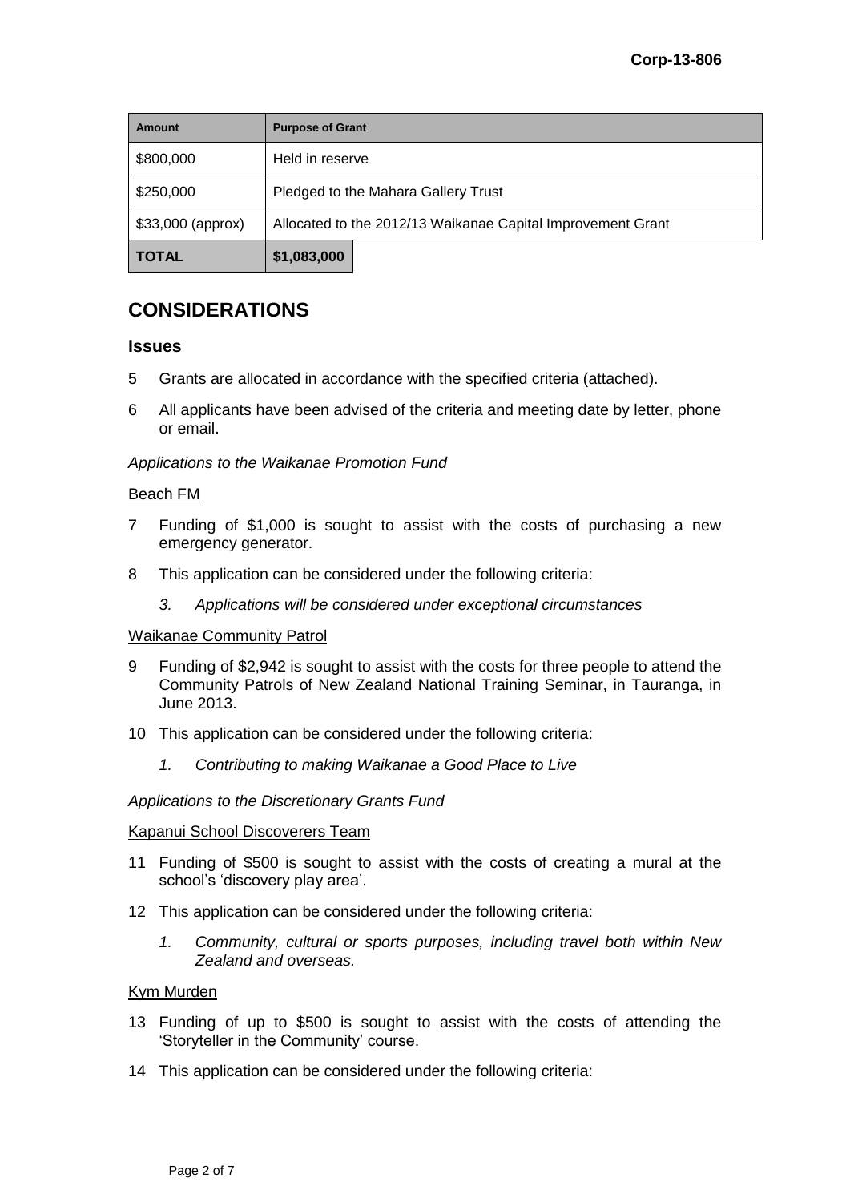| Amount | Purpose of Grant |
|---|---|
| $800,000 | Held in reserve |
| $250,000 | Pledged to the Mahara Gallery Trust |
| $33,000 (approx) | Allocated to the 2012/13 Waikanae Capital Improvement Grant |
| **TOTAL** | **$1,083,000** |

## CONSIDERATIONS

### Issues

5 Grants are allocated in accordance with the specified criteria (attached).

6 All applicants have been advised of the criteria and meeting date by letter, phone or email.

*Applications to the Waikanae Promotion Fund*

Beach FM

7 Funding of $1,000 is sought to assist with the costs of purchasing a new emergency generator.

8 This application can be considered under the following criteria:

*3. Applications will be considered under exceptional circumstances*

Waikanae Community Patrol

9 Funding of $2,942 is sought to assist with the costs for three people to attend the Community Patrols of New Zealand National Training Seminar, in Tauranga, in June 2013.

10 This application can be considered under the following criteria:

*1. Contributing to making Waikanae a Good Place to Live*

*Applications to the Discretionary Grants Fund*

Kapanui School Discoverers Team

11 Funding of $500 is sought to assist with the costs of creating a mural at the school's 'discovery play area'.

12 This application can be considered under the following criteria:

*1. Community, cultural or sports purposes, including travel both within New Zealand and overseas.*

Kym Murden

13 Funding of up to $500 is sought to assist with the costs of attending the 'Storyteller in the Community' course.

14 This application can be considered under the following criteria: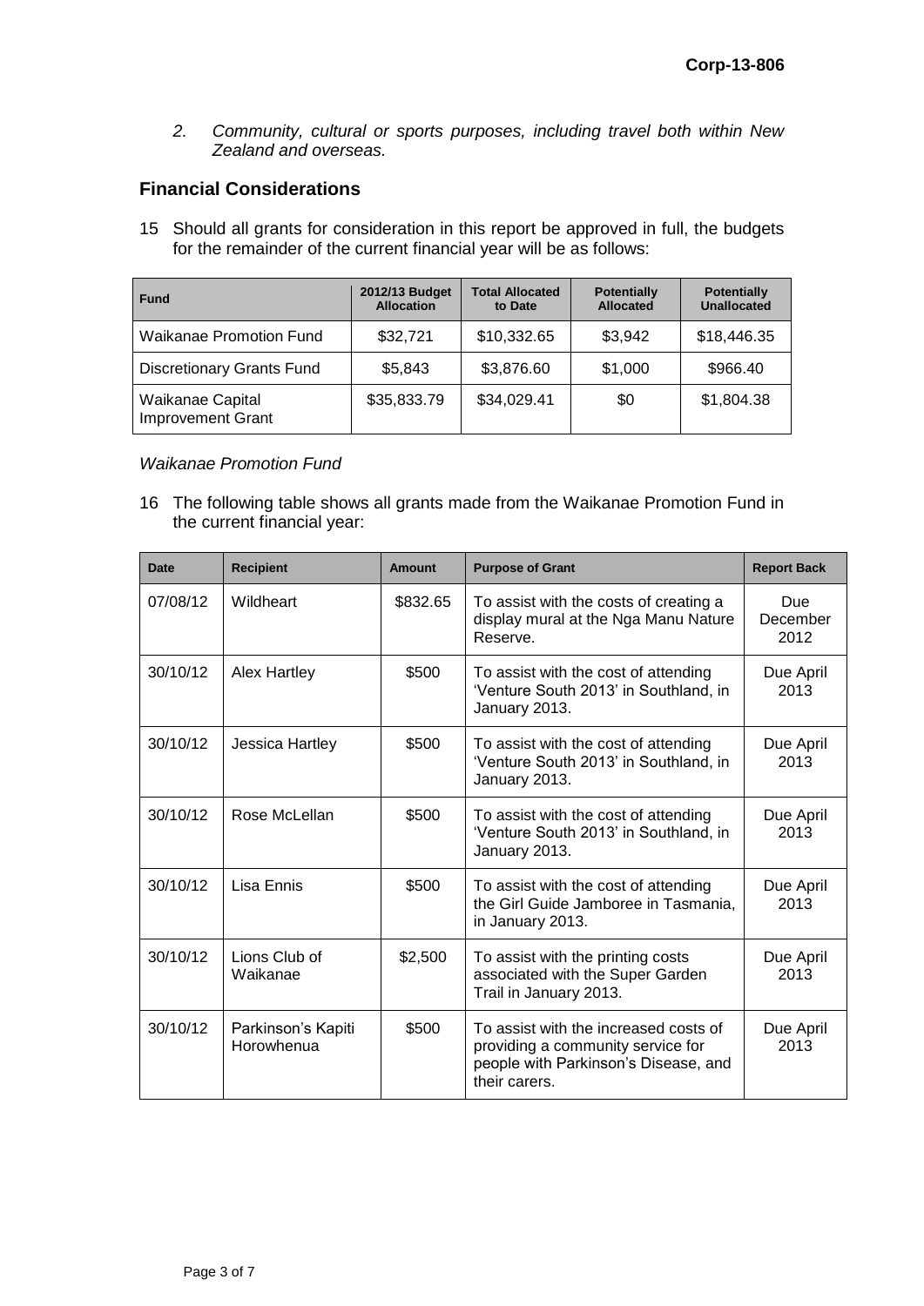*2. Community, cultural or sports purposes, including travel both within New Zealand and overseas.*

## Financial Considerations

15 Should all grants for consideration in this report be approved in full, the budgets for the remainder of the current financial year will be as follows:

| Fund | 2012/13 Budget Allocation | Total Allocated to Date | Potentially Allocated | Potentially Unallocated |
|---|---|---|---|---|
| Waikanae Promotion Fund | $32,721 | $10,332.65 | $3,942 | $18,446.35 |
| Discretionary Grants Fund | $5,843 | $3,876.60 | $1,000 | $966.40 |
| Waikanae Capital Improvement Grant | $35,833.79 | $34,029.41 | $0 | $1,804.38 |

*Waikanae Promotion Fund*

16 The following table shows all grants made from the Waikanae Promotion Fund in the current financial year:

| Date | Recipient | Amount | Purpose of Grant | Report Back |
|---|---|---|---|---|
| 07/08/12 | Wildheart | $832.65 | To assist with the costs of creating a display mural at the Nga Manu Nature Reserve. | Due December 2012 |
| 30/10/12 | Alex Hartley | $500 | To assist with the cost of attending 'Venture South 2013' in Southland, in January 2013. | Due April 2013 |
| 30/10/12 | Jessica Hartley | $500 | To assist with the cost of attending 'Venture South 2013' in Southland, in January 2013. | Due April 2013 |
| 30/10/12 | Rose McLellan | $500 | To assist with the cost of attending 'Venture South 2013' in Southland, in January 2013. | Due April 2013 |
| 30/10/12 | Lisa Ennis | $500 | To assist with the cost of attending the Girl Guide Jamboree in Tasmania, in January 2013. | Due April 2013 |
| 30/10/12 | Lions Club of Waikanae | $2,500 | To assist with the printing costs associated with the Super Garden Trail in January 2013. | Due April 2013 |
| 30/10/12 | Parkinson's Kapiti Horowhenua | $500 | To assist with the increased costs of providing a community service for people with Parkinson's Disease, and their carers. | Due April 2013 |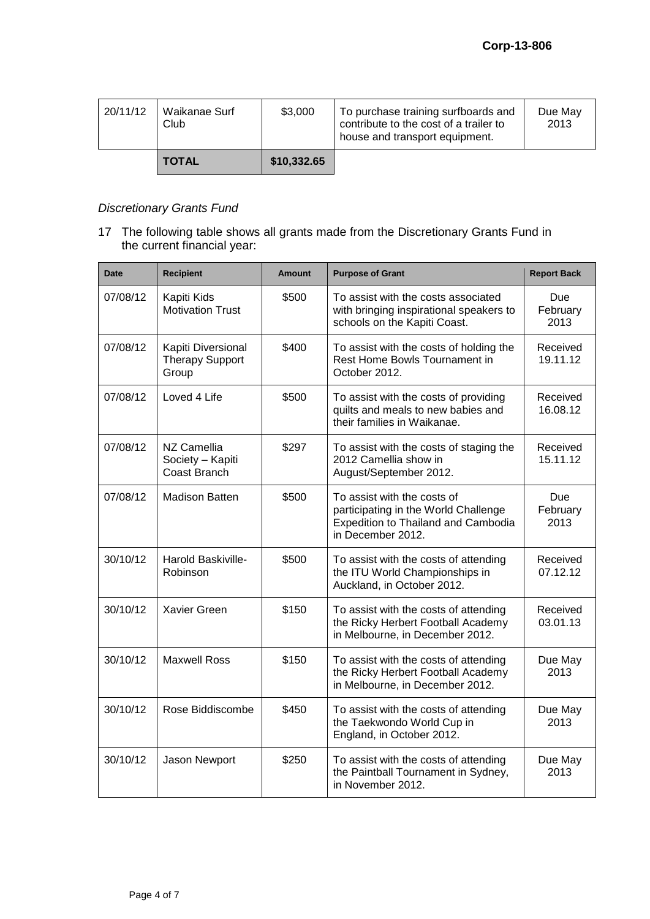| 20/11/12 | Waikanae Surf Club | $3,000 | To purchase training surfboards and contribute to the cost of a trailer to house and transport equipment. | Due May 2013 |
|---|---|---|---|---|
| | **TOTAL** | **$10,332.65** | | |

*Discretionary Grants Fund*

17 The following table shows all grants made from the Discretionary Grants Fund in the current financial year:

| Date | Recipient | Amount | Purpose of Grant | Report Back |
|---|---|---|---|---|
| 07/08/12 | Kapiti Kids Motivation Trust | $500 | To assist with the costs associated with bringing inspirational speakers to schools on the Kapiti Coast. | Due February 2013 |
| 07/08/12 | Kapiti Diversional Therapy Support Group | $400 | To assist with the costs of holding the Rest Home Bowls Tournament in October 2012. | Received 19.11.12 |
| 07/08/12 | Loved 4 Life | $500 | To assist with the costs of providing quilts and meals to new babies and their families in Waikanae. | Received 16.08.12 |
| 07/08/12 | NZ Camellia Society – Kapiti Coast Branch | $297 | To assist with the costs of staging the 2012 Camellia show in August/September 2012. | Received 15.11.12 |
| 07/08/12 | Madison Batten | $500 | To assist with the costs of participating in the World Challenge Expedition to Thailand and Cambodia in December 2012. | Due February 2013 |
| 30/10/12 | Harold Baskiville-Robinson | $500 | To assist with the costs of attending the ITU World Championships in Auckland, in October 2012. | Received 07.12.12 |
| 30/10/12 | Xavier Green | $150 | To assist with the costs of attending the Ricky Herbert Football Academy in Melbourne, in December 2012. | Received 03.01.13 |
| 30/10/12 | Maxwell Ross | $150 | To assist with the costs of attending the Ricky Herbert Football Academy in Melbourne, in December 2012. | Due May 2013 |
| 30/10/12 | Rose Biddiscombe | $450 | To assist with the costs of attending the Taekwondo World Cup in England, in October 2012. | Due May 2013 |
| 30/10/12 | Jason Newport | $250 | To assist with the costs of attending the Paintball Tournament in Sydney, in November 2012. | Due May 2013 |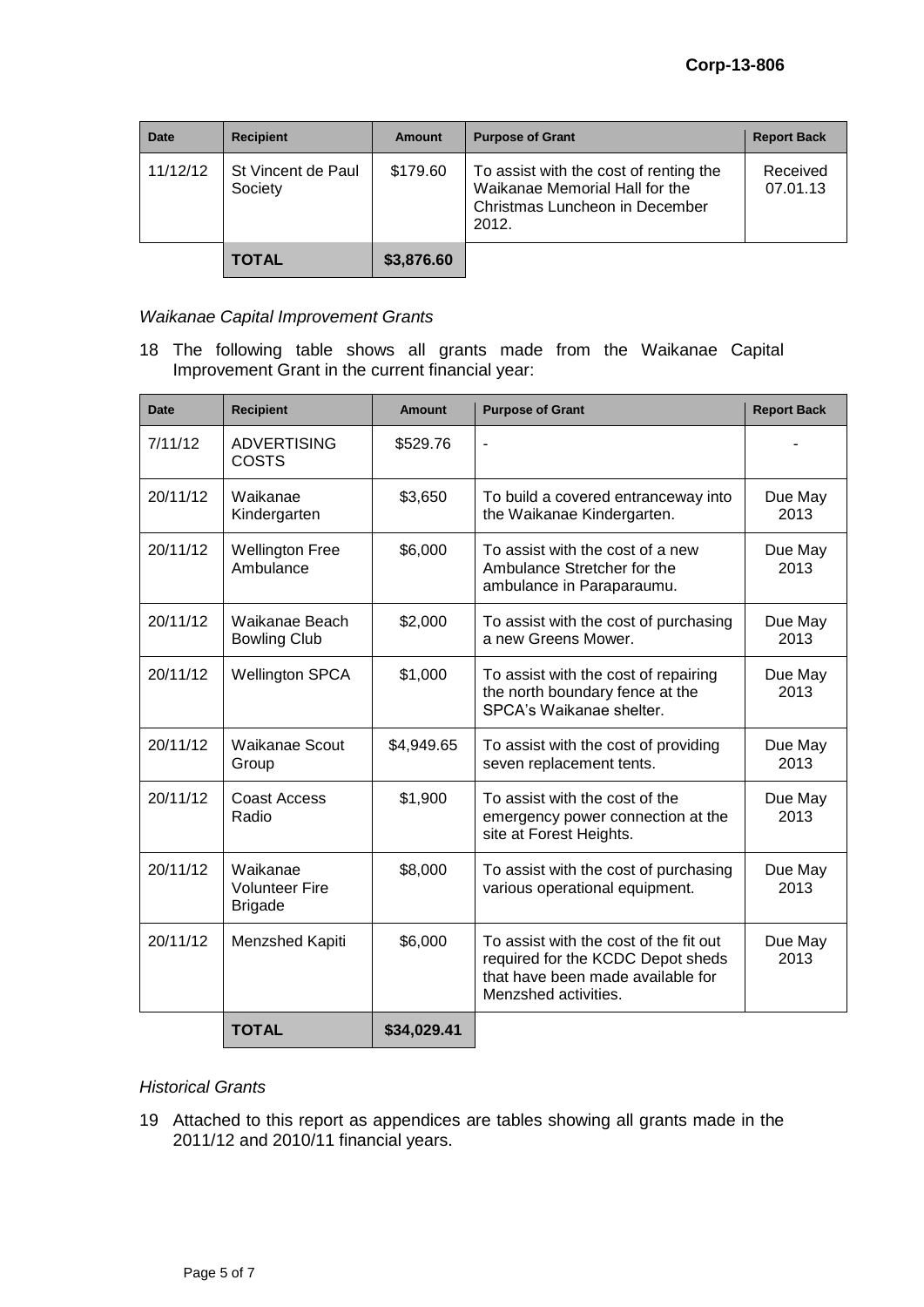| Date | Recipient | Amount | Purpose of Grant | Report Back |
|---|---|---|---|---|
| 11/12/12 | St Vincent de Paul Society | $179.60 | To assist with the cost of renting the Waikanae Memorial Hall for the Christmas Luncheon in December 2012. | Received 07.01.13 |
| | **TOTAL** | **$3,876.60** | | |

*Waikanae Capital Improvement Grants*

18 The following table shows all grants made from the Waikanae Capital Improvement Grant in the current financial year:

| Date | Recipient | Amount | Purpose of Grant | Report Back |
|---|---|---|---|---|
| 7/11/12 | ADVERTISING COSTS | $529.76 | - | - |
| 20/11/12 | Waikanae Kindergarten | $3,650 | To build a covered entranceway into the Waikanae Kindergarten. | Due May 2013 |
| 20/11/12 | Wellington Free Ambulance | $6,000 | To assist with the cost of a new Ambulance Stretcher for the ambulance in Paraparaumu. | Due May 2013 |
| 20/11/12 | Waikanae Beach Bowling Club | $2,000 | To assist with the cost of purchasing a new Greens Mower. | Due May 2013 |
| 20/11/12 | Wellington SPCA | $1,000 | To assist with the cost of repairing the north boundary fence at the SPCA's Waikanae shelter. | Due May 2013 |
| 20/11/12 | Waikanae Scout Group | $4,949.65 | To assist with the cost of providing seven replacement tents. | Due May 2013 |
| 20/11/12 | Coast Access Radio | $1,900 | To assist with the cost of the emergency power connection at the site at Forest Heights. | Due May 2013 |
| 20/11/12 | Waikanae Volunteer Fire Brigade | $8,000 | To assist with the cost of purchasing various operational equipment. | Due May 2013 |
| 20/11/12 | Menzshed Kapiti | $6,000 | To assist with the cost of the fit out required for the KCDC Depot sheds that have been made available for Menzshed activities. | Due May 2013 |
| | **TOTAL** | **$34,029.41** | | |

*Historical Grants*

19 Attached to this report as appendices are tables showing all grants made in the 2011/12 and 2010/11 financial years.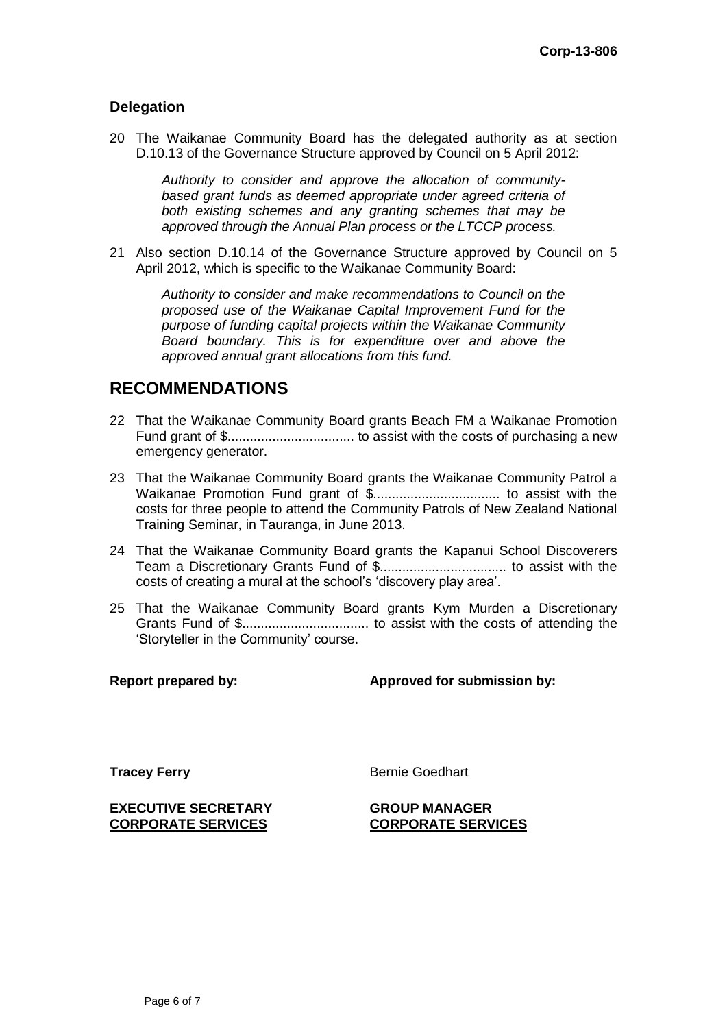## Delegation

20 The Waikanae Community Board has the delegated authority as at section D.10.13 of the Governance Structure approved by Council on 5 April 2012:

> *Authority to consider and approve the allocation of community-based grant funds as deemed appropriate under agreed criteria of both existing schemes and any granting schemes that may be approved through the Annual Plan process or the LTCCP process.*

21 Also section D.10.14 of the Governance Structure approved by Council on 5 April 2012, which is specific to the Waikanae Community Board:

> *Authority to consider and make recommendations to Council on the proposed use of the Waikanae Capital Improvement Fund for the purpose of funding capital projects within the Waikanae Community Board boundary. This is for expenditure over and above the approved annual grant allocations from this fund.*

# RECOMMENDATIONS

22 That the Waikanae Community Board grants Beach FM a Waikanae Promotion Fund grant of $................................. to assist with the costs of purchasing a new emergency generator.

23 That the Waikanae Community Board grants the Waikanae Community Patrol a Waikanae Promotion Fund grant of $................................. to assist with the costs for three people to attend the Community Patrols of New Zealand National Training Seminar, in Tauranga, in June 2013.

24 That the Waikanae Community Board grants the Kapanui School Discoverers Team a Discretionary Grants Fund of $................................. to assist with the costs of creating a mural at the school's 'discovery play area'.

25 That the Waikanae Community Board grants Kym Murden a Discretionary Grants Fund of $................................. to assist with the costs of attending the 'Storyteller in the Community' course.

| **Report prepared by:** | **Approved for submission by:** |
|---|---|
| **Tracey Ferry** | Bernie Goedhart |
| **EXECUTIVE SECRETARY** **CORPORATE SERVICES** | **GROUP MANAGER** **CORPORATE SERVICES** |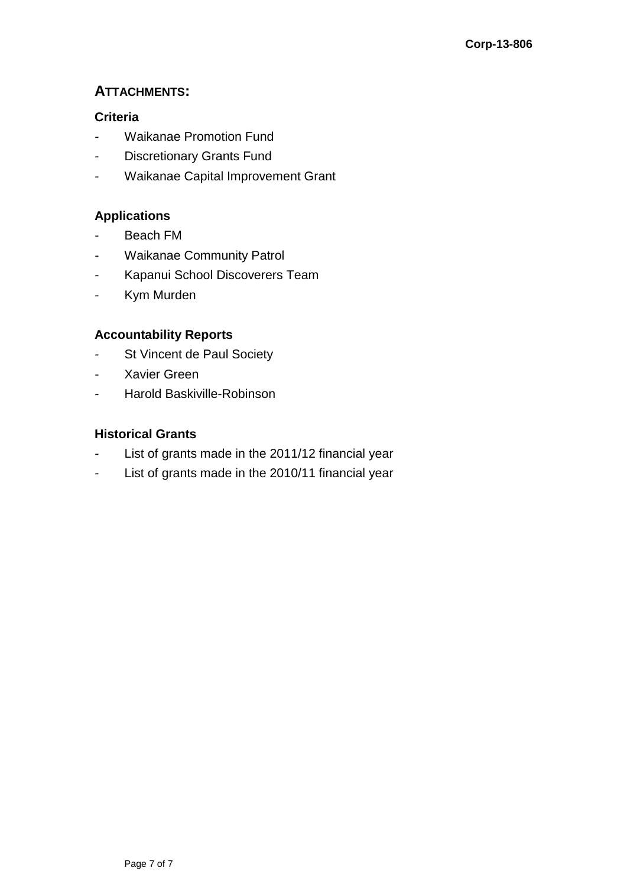## ATTACHMENTS:

### Criteria

- Waikanae Promotion Fund
- Discretionary Grants Fund
- Waikanae Capital Improvement Grant

### Applications

- Beach FM
- Waikanae Community Patrol
- Kapanui School Discoverers Team
- Kym Murden

### Accountability Reports

- St Vincent de Paul Society
- Xavier Green
- Harold Baskiville-Robinson

### Historical Grants

- List of grants made in the 2011/12 financial year
- List of grants made in the 2010/11 financial year